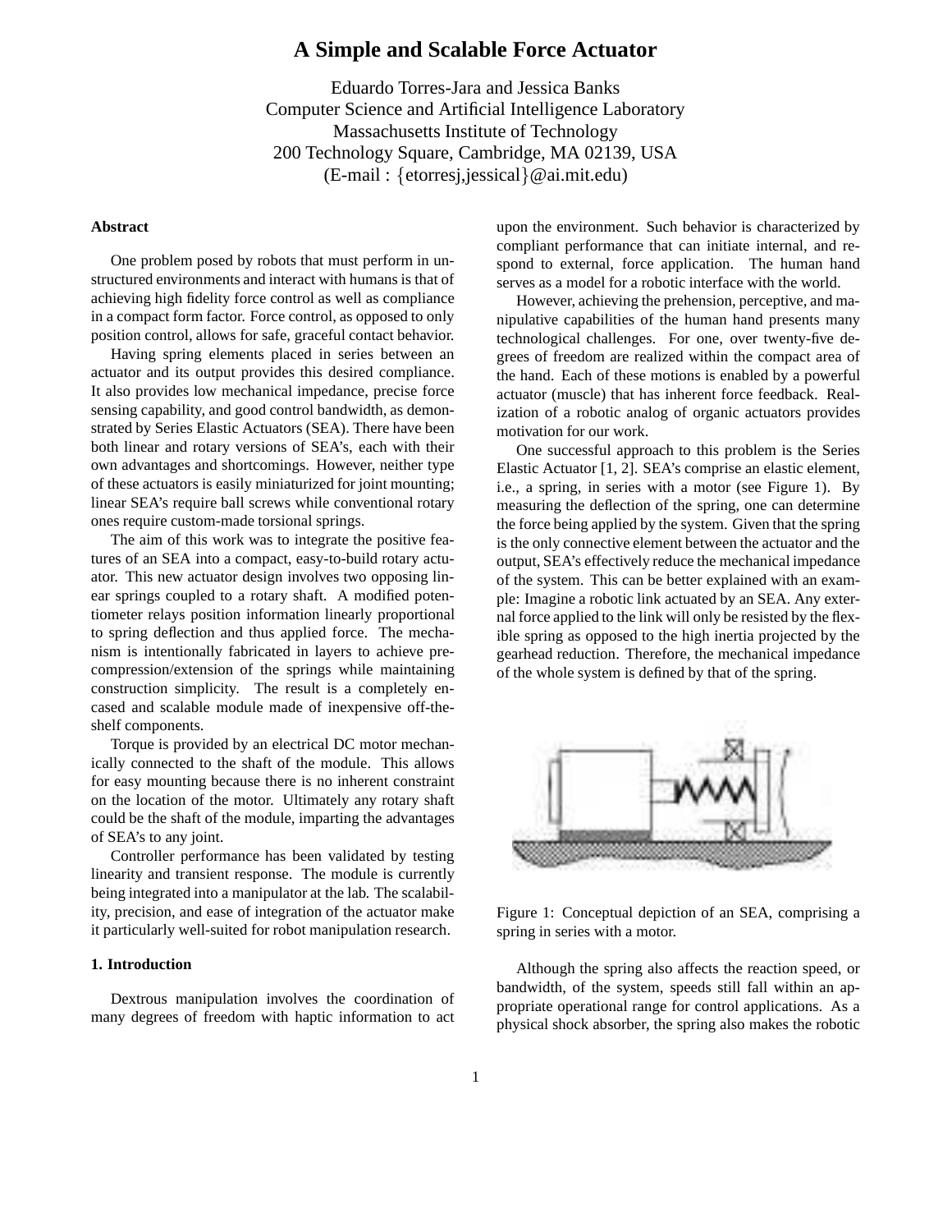# A Simple and Scalable Force Actuator

Eduardo Torres-Jara and Jessica Banks
Computer Science and Artificial Intelligence Laboratory
Massachusetts Institute of Technology
200 Technology Square, Cambridge, MA 02139, USA
(E-mail : {etorresj,jessical}@ai.mit.edu)

### Abstract

One problem posed by robots that must perform in unstructured environments and interact with humans is that of achieving high fidelity force control as well as compliance in a compact form factor. Force control, as opposed to only position control, allows for safe, graceful contact behavior.

Having spring elements placed in series between an actuator and its output provides this desired compliance. It also provides low mechanical impedance, precise force sensing capability, and good control bandwidth, as demonstrated by Series Elastic Actuators (SEA). There have been both linear and rotary versions of SEA's, each with their own advantages and shortcomings. However, neither type of these actuators is easily miniaturized for joint mounting; linear SEA's require ball screws while conventional rotary ones require custom-made torsional springs.

The aim of this work was to integrate the positive features of an SEA into a compact, easy-to-build rotary actuator. This new actuator design involves two opposing linear springs coupled to a rotary shaft. A modified potentiometer relays position information linearly proportional to spring deflection and thus applied force. The mechanism is intentionally fabricated in layers to achieve precompression/extension of the springs while maintaining construction simplicity. The result is a completely encased and scalable module made of inexpensive off-the-shelf components.

Torque is provided by an electrical DC motor mechanically connected to the shaft of the module. This allows for easy mounting because there is no inherent constraint on the location of the motor. Ultimately any rotary shaft could be the shaft of the module, imparting the advantages of SEA's to any joint.

Controller performance has been validated by testing linearity and transient response. The module is currently being integrated into a manipulator at the lab. The scalability, precision, and ease of integration of the actuator make it particularly well-suited for robot manipulation research.

### 1. Introduction

Dextrous manipulation involves the coordination of many degrees of freedom with haptic information to act upon the environment. Such behavior is characterized by compliant performance that can initiate internal, and respond to external, force application. The human hand serves as a model for a robotic interface with the world.

However, achieving the prehension, perceptive, and manipulative capabilities of the human hand presents many technological challenges. For one, over twenty-five degrees of freedom are realized within the compact area of the hand. Each of these motions is enabled by a powerful actuator (muscle) that has inherent force feedback. Realization of a robotic analog of organic actuators provides motivation for our work.

One successful approach to this problem is the Series Elastic Actuator [1, 2]. SEA's comprise an elastic element, i.e., a spring, in series with a motor (see Figure 1). By measuring the deflection of the spring, one can determine the force being applied by the system. Given that the spring is the only connective element between the actuator and the output, SEA's effectively reduce the mechanical impedance of the system. This can be better explained with an example: Imagine a robotic link actuated by an SEA. Any external force applied to the link will only be resisted by the flexible spring as opposed to the high inertia projected by the gearhead reduction. Therefore, the mechanical impedance of the whole system is defined by that of the spring.

Figure 1: Conceptual depiction of an SEA, comprising a spring in series with a motor.

Although the spring also affects the reaction speed, or bandwidth, of the system, speeds still fall within an appropriate operational range for control applications. As a physical shock absorber, the spring also makes the robotic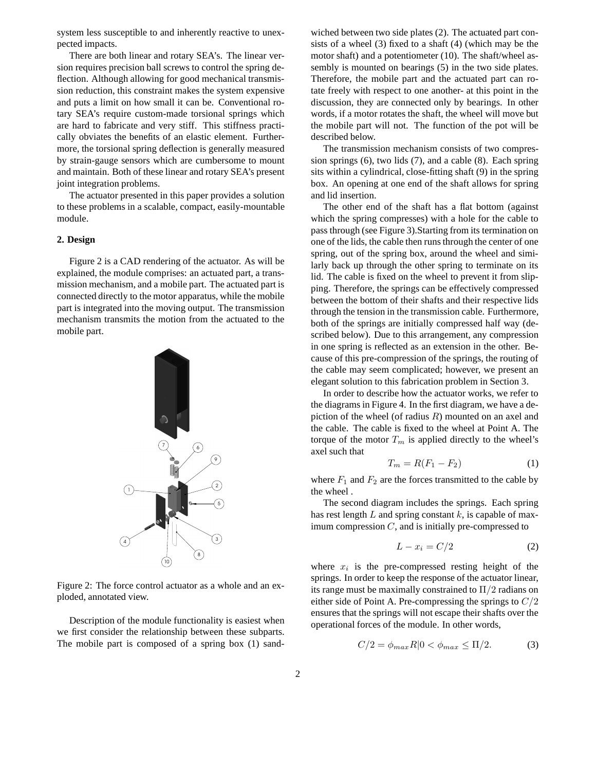system less susceptible to and inherently reactive to unexpected impacts.

There are both linear and rotary SEA's. The linear version requires precision ball screws to control the spring deflection. Although allowing for good mechanical transmission reduction, this constraint makes the system expensive and puts a limit on how small it can be. Conventional rotary SEA's require custom-made torsional springs which are hard to fabricate and very stiff. This stiffness practically obviates the benefits of an elastic element. Furthermore, the torsional spring deflection is generally measured by strain-gauge sensors which are cumbersome to mount and maintain. Both of these linear and rotary SEA's present joint integration problems.

The actuator presented in this paper provides a solution to these problems in a scalable, compact, easily-mountable module.

## 2. Design

Figure 2 is a CAD rendering of the actuator. As will be explained, the module comprises: an actuated part, a transmission mechanism, and a mobile part. The actuated part is connected directly to the motor apparatus, while the mobile part is integrated into the moving output. The transmission mechanism transmits the motion from the actuated to the mobile part.

Figure 2: The force control actuator as a whole and an exploded, annotated view.

Description of the module functionality is easiest when we first consider the relationship between these subparts. The mobile part is composed of a spring box (1) sandwiched between two side plates (2). The actuated part consists of a wheel (3) fixed to a shaft (4) (which may be the motor shaft) and a potentiometer (10). The shaft/wheel assembly is mounted on bearings (5) in the two side plates. Therefore, the mobile part and the actuated part can rotate freely with respect to one another- at this point in the discussion, they are connected only by bearings. In other words, if a motor rotates the shaft, the wheel will move but the mobile part will not. The function of the pot will be described below.

The transmission mechanism consists of two compression springs (6), two lids (7), and a cable (8). Each spring sits within a cylindrical, close-fitting shaft (9) in the spring box. An opening at one end of the shaft allows for spring and lid insertion.

The other end of the shaft has a flat bottom (against which the spring compresses) with a hole for the cable to pass through (see Figure 3).Starting from its termination on one of the lids, the cable then runs through the center of one spring, out of the spring box, around the wheel and similarly back up through the other spring to terminate on its lid. The cable is fixed on the wheel to prevent it from slipping. Therefore, the springs can be effectively compressed between the bottom of their shafts and their respective lids through the tension in the transmission cable. Furthermore, both of the springs are initially compressed half way (described below). Due to this arrangement, any compression in one spring is reflected as an extension in the other. Because of this pre-compression of the springs, the routing of the cable may seem complicated; however, we present an elegant solution to this fabrication problem in Section 3.

In order to describe how the actuator works, we refer to the diagrams in Figure 4. In the first diagram, we have a depiction of the wheel (of radius $R$) mounted on an axel and the cable. The cable is fixed to the wheel at Point A. The torque of the motor $T_m$ is applied directly to the wheel's axel such that

$$T_m = R(F_1 - F_2) \tag{1}$$

where $F_1$ and $F_2$ are the forces transmitted to the cable by the wheel .

The second diagram includes the springs. Each spring has rest length $L$ and spring constant $k$, is capable of maximum compression $C$, and is initially pre-compressed to

$$L - x_i = C/2 \tag{2}$$

where $x_i$ is the pre-compressed resting height of the springs. In order to keep the response of the actuator linear, its range must be maximally constrained to $\Pi/2$ radians on either side of Point A. Pre-compressing the springs to $C/2$ ensures that the springs will not escape their shafts over the operational forces of the module. In other words,

$$C/2 = \phi_{max} R | 0 < \phi_{max} \leq \Pi/2. \tag{3}$$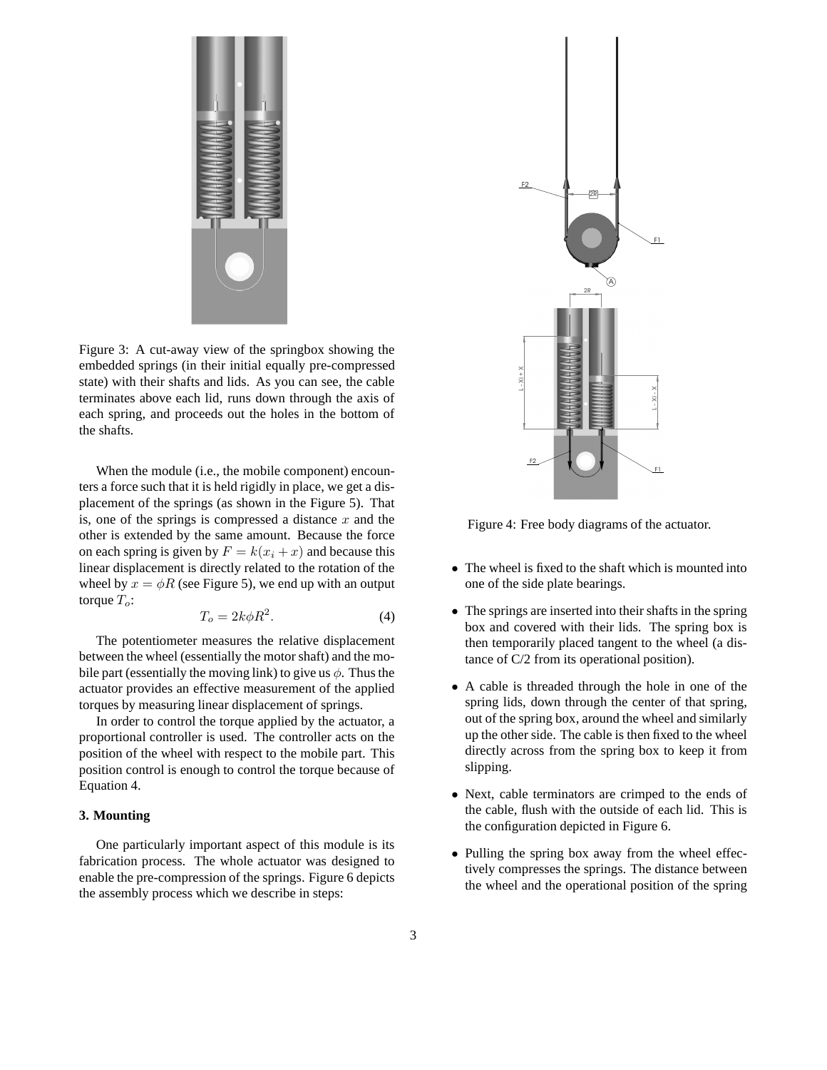Figure 3: A cut-away view of the springbox showing the embedded springs (in their initial equally pre-compressed state) with their shafts and lids. As you can see, the cable terminates above each lid, runs down through the axis of each spring, and proceeds out the holes in the bottom of the shafts.

When the module (i.e., the mobile component) encounters a force such that it is held rigidly in place, we get a displacement of the springs (as shown in the Figure 5). That is, one of the springs is compressed a distance $x$ and the other is extended by the same amount. Because the force on each spring is given by $F = k(x_i + x)$ and because this linear displacement is directly related to the rotation of the wheel by $x = \phi R$ (see Figure 5), we end up with an output torque $T_o$:

$$T_o = 2k\phi R^2. \tag{4}$$

The potentiometer measures the relative displacement between the wheel (essentially the motor shaft) and the mobile part (essentially the moving link) to give us $\phi$. Thus the actuator provides an effective measurement of the applied torques by measuring linear displacement of springs.

In order to control the torque applied by the actuator, a proportional controller is used. The controller acts on the position of the wheel with respect to the mobile part. This position control is enough to control the torque because of Equation 4.

### 3. Mounting

One particularly important aspect of this module is its fabrication process. The whole actuator was designed to enable the pre-compression of the springs. Figure 6 depicts the assembly process which we describe in steps:

Figure 4: Free body diagrams of the actuator.

- The wheel is fixed to the shaft which is mounted into one of the side plate bearings.
- The springs are inserted into their shafts in the spring box and covered with their lids. The spring box is then temporarily placed tangent to the wheel (a distance of C/2 from its operational position).
- A cable is threaded through the hole in one of the spring lids, down through the center of that spring, out of the spring box, around the wheel and similarly up the other side. The cable is then fixed to the wheel directly across from the spring box to keep it from slipping.
- Next, cable terminators are crimped to the ends of the cable, flush with the outside of each lid. This is the configuration depicted in Figure 6.
- Pulling the spring box away from the wheel effectively compresses the springs. The distance between the wheel and the operational position of the spring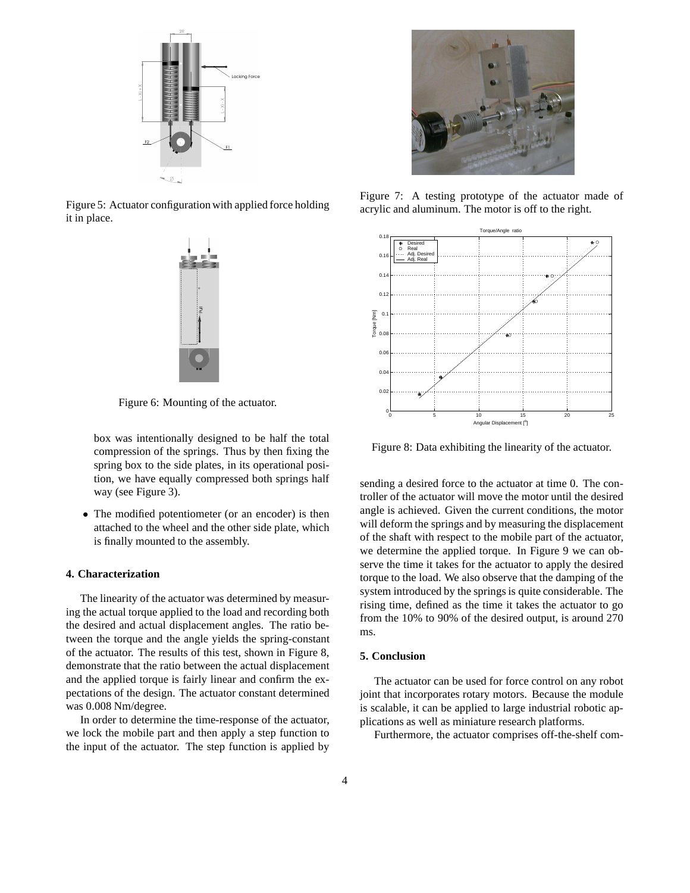Figure 5: Actuator configuration with applied force holding it in place.

Figure 6: Mounting of the actuator.

box was intentionally designed to be half the total compression of the springs. Thus by then fixing the spring box to the side plates, in its operational position, we have equally compressed both springs half way (see Figure 3).

- The modified potentiometer (or an encoder) is then attached to the wheel and the other side plate, which is finally mounted to the assembly.

### 4. Characterization

The linearity of the actuator was determined by measuring the actual torque applied to the load and recording both the desired and actual displacement angles. The ratio between the torque and the angle yields the spring-constant of the actuator. The results of this test, shown in Figure 8, demonstrate that the ratio between the actual displacement and the applied torque is fairly linear and confirm the expectations of the design. The actuator constant determined was 0.008 Nm/degree.

In order to determine the time-response of the actuator, we lock the mobile part and then apply a step function to the input of the actuator. The step function is applied by sending a desired force to the actuator at time 0. The controller of the actuator will move the motor until the desired angle is achieved. Given the current conditions, the motor will deform the springs and by measuring the displacement of the shaft with respect to the mobile part of the actuator, we determine the applied torque. In Figure 9 we can observe the time it takes for the actuator to apply the desired torque to the load. We also observe that the damping of the system introduced by the springs is quite considerable. The rising time, defined as the time it takes the actuator to go from the 10% to 90% of the desired output, is around 270 ms.

Figure 7: A testing prototype of the actuator made of acrylic and aluminum. The motor is off to the right.

Figure 8: Data exhibiting the linearity of the actuator.

### 5. Conclusion

The actuator can be used for force control on any robot joint that incorporates rotary motors. Because the module is scalable, it can be applied to large industrial robotic applications as well as miniature research platforms.

Furthermore, the actuator comprises off-the-shelf com-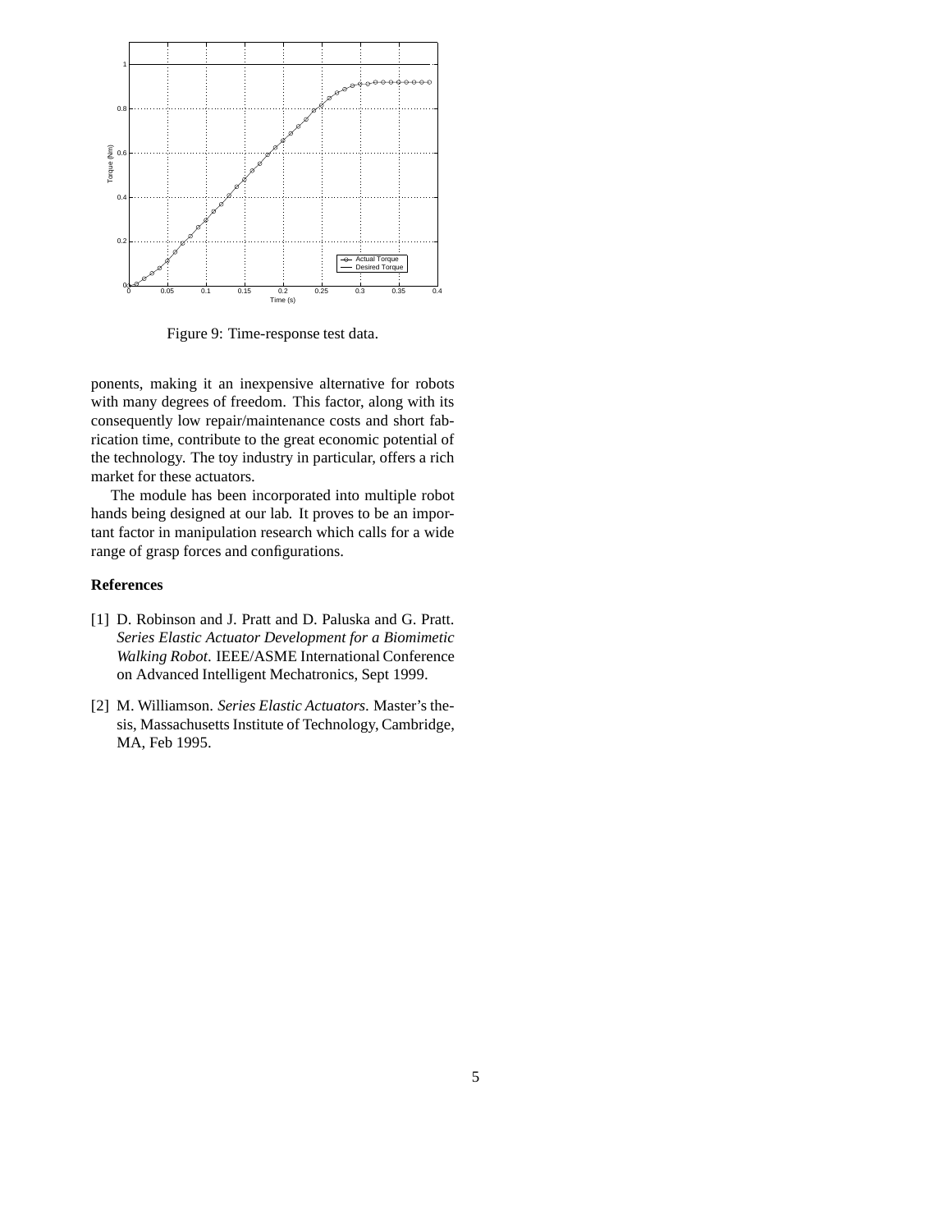1

0.8

0.6

0.4

0.2

0

Torque (Nm)

0 0.05 0.1 0.15 0.2 0.25 0.3 0.35 0.4

Time (s)

Actual Torque

Desired Torque

Figure 9: Time-response test data.

ponents, making it an inexpensive alternative for robots with many degrees of freedom. This factor, along with its consequently low repair/maintenance costs and short fabrication time, contribute to the great economic potential of the technology. The toy industry in particular, offers a rich market for these actuators.

The module has been incorporated into multiple robot hands being designed at our lab. It proves to be an important factor in manipulation research which calls for a wide range of grasp forces and configurations.

## References

[1] D. Robinson and J. Pratt and D. Paluska and G. Pratt. *Series Elastic Actuator Development for a Biomimetic Walking Robot*. IEEE/ASME International Conference on Advanced Intelligent Mechatronics, Sept 1999.

[2] M. Williamson. *Series Elastic Actuators*. Master's thesis, Massachusetts Institute of Technology, Cambridge, MA, Feb 1995.